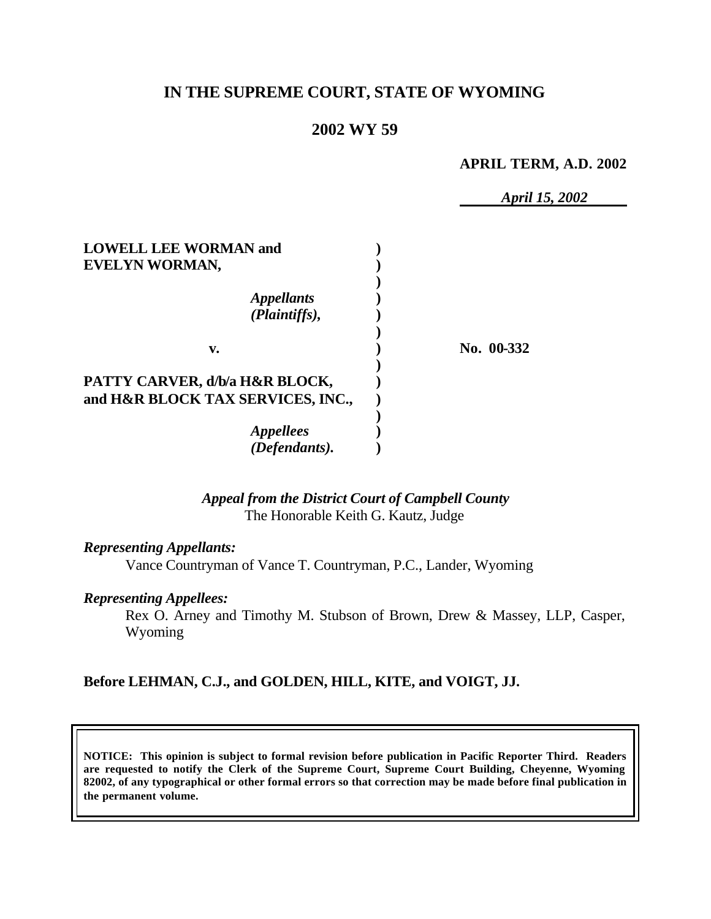# IN THE SUPREME COURT, STATE OF WYOMING

## 2002 WY 59

**APRIL TERM, A.D. 2002**

*April 15, 2002*

| | | |
|---|---|---|
| **LOWELL LEE WORMAN and EVELYN WORMAN,** | **)** | |
| *Appellants (Plaintiffs),* | **)** | |
| **v.** | **)** | **No. 00-332** |
| **PATTY CARVER, d/b/a H&R BLOCK, and H&R BLOCK TAX SERVICES, INC.,** | **)** | |
| *Appellees (Defendants).* | **)** | |

*Appeal from the District Court of Campbell County*
The Honorable Keith G. Kautz, Judge

***Representing Appellants:***
Vance Countryman of Vance T. Countryman, P.C., Lander, Wyoming

***Representing Appellees:***
Rex O. Arney and Timothy M. Stubson of Brown, Drew & Massey, LLP, Casper, Wyoming

**Before LEHMAN, C.J., and GOLDEN, HILL, KITE, and VOIGT, JJ.**

**NOTICE: This opinion is subject to formal revision before publication in Pacific Reporter Third. Readers are requested to notify the Clerk of the Supreme Court, Supreme Court Building, Cheyenne, Wyoming 82002, of any typographical or other formal errors so that correction may be made before final publication in the permanent volume.**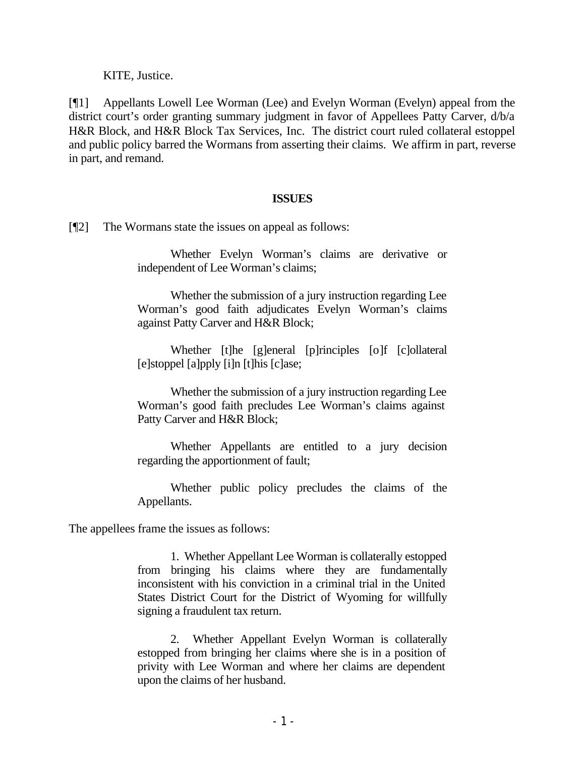KITE, Justice.

[¶1] Appellants Lowell Lee Worman (Lee) and Evelyn Worman (Evelyn) appeal from the district court's order granting summary judgment in favor of Appellees Patty Carver, d/b/a H&R Block, and H&R Block Tax Services, Inc. The district court ruled collateral estoppel and public policy barred the Wormans from asserting their claims. We affirm in part, reverse in part, and remand.

## ISSUES

[¶2] The Wormans state the issues on appeal as follows:

> Whether Evelyn Worman's claims are derivative or independent of Lee Worman's claims;
>
> Whether the submission of a jury instruction regarding Lee Worman's good faith adjudicates Evelyn Worman's claims against Patty Carver and H&R Block;
>
> Whether [t]he [g]eneral [p]rinciples [o]f [c]ollateral [e]stoppel [a]pply [i]n [t]his [c]ase;
>
> Whether the submission of a jury instruction regarding Lee Worman's good faith precludes Lee Worman's claims against Patty Carver and H&R Block;
>
> Whether Appellants are entitled to a jury decision regarding the apportionment of fault;
>
> Whether public policy precludes the claims of the Appellants.

The appellees frame the issues as follows:

> 1. Whether Appellant Lee Worman is collaterally estopped from bringing his claims where they are fundamentally inconsistent with his conviction in a criminal trial in the United States District Court for the District of Wyoming for willfully signing a fraudulent tax return.
>
> 2. Whether Appellant Evelyn Worman is collaterally estopped from bringing her claims where she is in a position of privity with Lee Worman and where her claims are dependent upon the claims of her husband.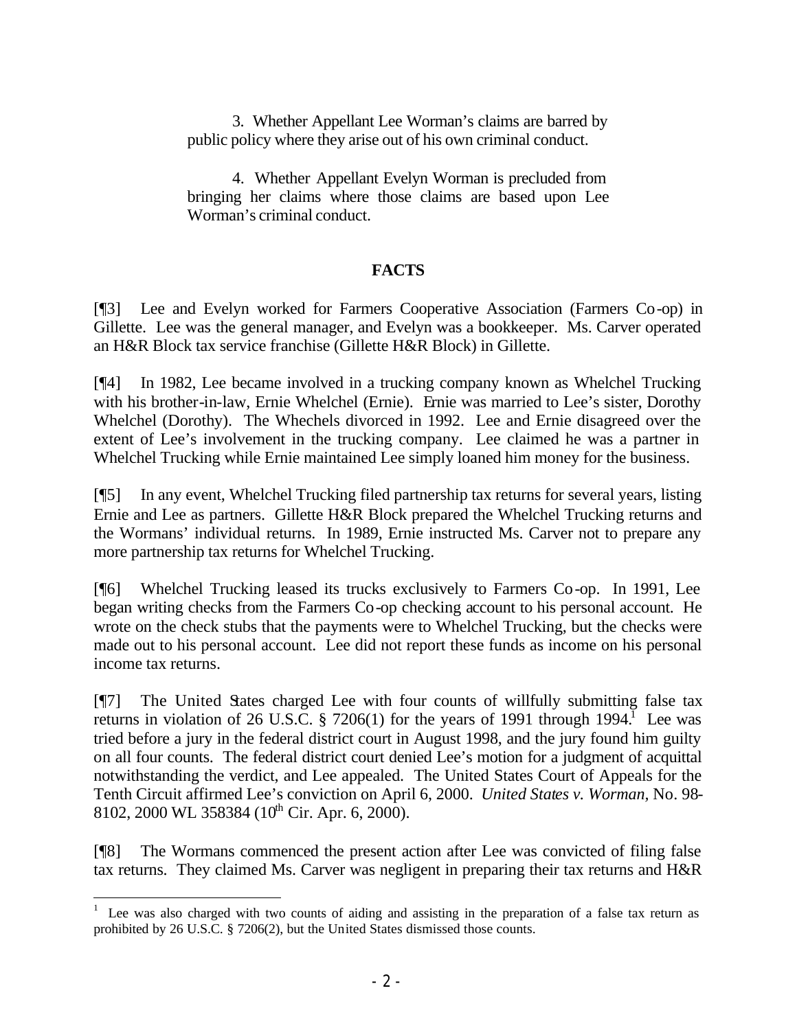3. Whether Appellant Lee Worman's claims are barred by public policy where they arise out of his own criminal conduct.

4. Whether Appellant Evelyn Worman is precluded from bringing her claims where those claims are based upon Lee Worman's criminal conduct.

## FACTS

[¶3] Lee and Evelyn worked for Farmers Cooperative Association (Farmers Co-op) in Gillette. Lee was the general manager, and Evelyn was a bookkeeper. Ms. Carver operated an H&R Block tax service franchise (Gillette H&R Block) in Gillette.

[¶4] In 1982, Lee became involved in a trucking company known as Whelchel Trucking with his brother-in-law, Ernie Whelchel (Ernie). Ernie was married to Lee's sister, Dorothy Whelchel (Dorothy). The Whechels divorced in 1992. Lee and Ernie disagreed over the extent of Lee's involvement in the trucking company. Lee claimed he was a partner in Whelchel Trucking while Ernie maintained Lee simply loaned him money for the business.

[¶5] In any event, Whelchel Trucking filed partnership tax returns for several years, listing Ernie and Lee as partners. Gillette H&R Block prepared the Whelchel Trucking returns and the Wormans' individual returns. In 1989, Ernie instructed Ms. Carver not to prepare any more partnership tax returns for Whelchel Trucking.

[¶6] Whelchel Trucking leased its trucks exclusively to Farmers Co-op. In 1991, Lee began writing checks from the Farmers Co-op checking account to his personal account. He wrote on the check stubs that the payments were to Whelchel Trucking, but the checks were made out to his personal account. Lee did not report these funds as income on his personal income tax returns.

[¶7] The United States charged Lee with four counts of willfully submitting false tax returns in violation of 26 U.S.C. § 7206(1) for the years of 1991 through 1994.[1] Lee was tried before a jury in the federal district court in August 1998, and the jury found him guilty on all four counts. The federal district court denied Lee's motion for a judgment of acquittal notwithstanding the verdict, and Lee appealed. The United States Court of Appeals for the Tenth Circuit affirmed Lee's conviction on April 6, 2000. *United States v. Worman,* No. 98-8102, 2000 WL 358384 (10th Cir. Apr. 6, 2000).

[¶8] The Wormans commenced the present action after Lee was convicted of filing false tax returns. They claimed Ms. Carver was negligent in preparing their tax returns and H&R

[1] Lee was also charged with two counts of aiding and assisting in the preparation of a false tax return as prohibited by 26 U.S.C. § 7206(2), but the United States dismissed those counts.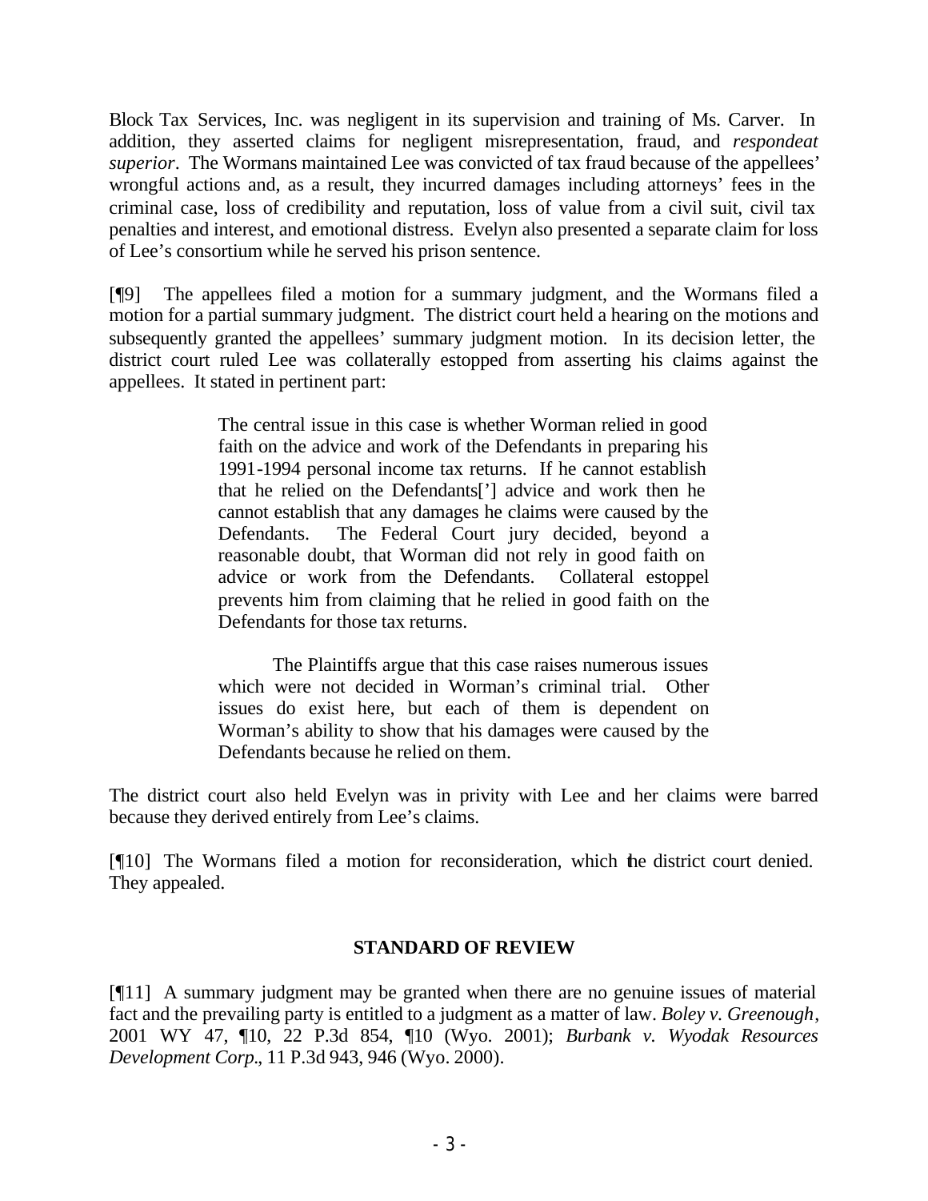Block Tax Services, Inc. was negligent in its supervision and training of Ms. Carver. In addition, they asserted claims for negligent misrepresentation, fraud, and *respondeat superior*. The Wormans maintained Lee was convicted of tax fraud because of the appellees' wrongful actions and, as a result, they incurred damages including attorneys' fees in the criminal case, loss of credibility and reputation, loss of value from a civil suit, civil tax penalties and interest, and emotional distress. Evelyn also presented a separate claim for loss of Lee's consortium while he served his prison sentence.

[¶9] The appellees filed a motion for a summary judgment, and the Wormans filed a motion for a partial summary judgment. The district court held a hearing on the motions and subsequently granted the appellees' summary judgment motion. In its decision letter, the district court ruled Lee was collaterally estopped from asserting his claims against the appellees. It stated in pertinent part:

> The central issue in this case is whether Worman relied in good faith on the advice and work of the Defendants in preparing his 1991-1994 personal income tax returns. If he cannot establish that he relied on the Defendants['] advice and work then he cannot establish that any damages he claims were caused by the Defendants. The Federal Court jury decided, beyond a reasonable doubt, that Worman did not rely in good faith on advice or work from the Defendants. Collateral estoppel prevents him from claiming that he relied in good faith on the Defendants for those tax returns.
>
> The Plaintiffs argue that this case raises numerous issues which were not decided in Worman's criminal trial. Other issues do exist here, but each of them is dependent on Worman's ability to show that his damages were caused by the Defendants because he relied on them.

The district court also held Evelyn was in privity with Lee and her claims were barred because they derived entirely from Lee's claims.

[¶10] The Wormans filed a motion for reconsideration, which the district court denied. They appealed.

## STANDARD OF REVIEW

[¶11] A summary judgment may be granted when there are no genuine issues of material fact and the prevailing party is entitled to a judgment as a matter of law. *Boley v. Greenough*, 2001 WY 47, ¶10, 22 P.3d 854, ¶10 (Wyo. 2001); *Burbank v. Wyodak Resources Development Corp.*, 11 P.3d 943, 946 (Wyo. 2000).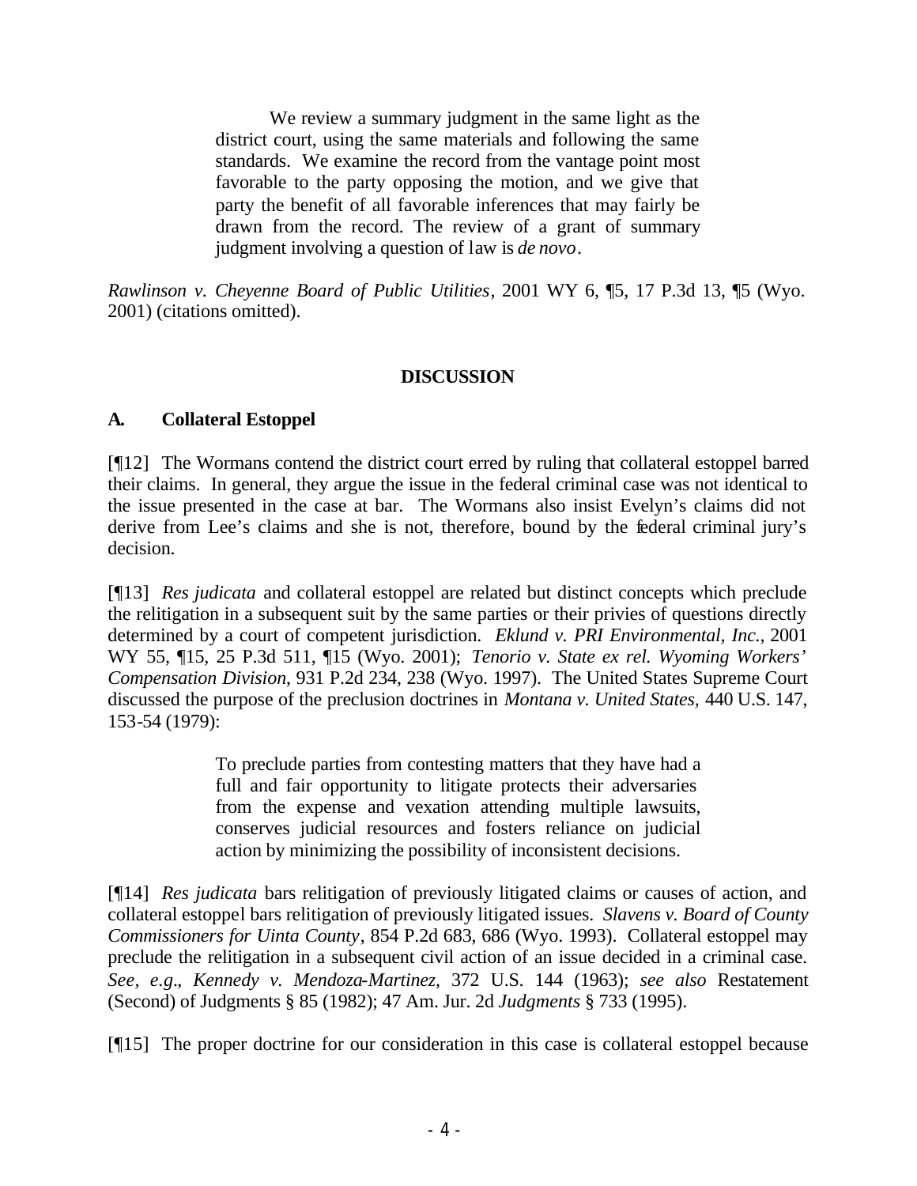> We review a summary judgment in the same light as the district court, using the same materials and following the same standards. We examine the record from the vantage point most favorable to the party opposing the motion, and we give that party the benefit of all favorable inferences that may fairly be drawn from the record. The review of a grant of summary judgment involving a question of law is *de novo*.

*Rawlinson v. Cheyenne Board of Public Utilities*, 2001 WY 6, ¶5, 17 P.3d 13, ¶5 (Wyo. 2001) (citations omitted).

## DISCUSSION

### A. Collateral Estoppel

[¶12] The Wormans contend the district court erred by ruling that collateral estoppel barred their claims. In general, they argue the issue in the federal criminal case was not identical to the issue presented in the case at bar. The Wormans also insist Evelyn's claims did not derive from Lee's claims and she is not, therefore, bound by the federal criminal jury's decision.

[¶13] *Res judicata* and collateral estoppel are related but distinct concepts which preclude the relitigation in a subsequent suit by the same parties or their privies of questions directly determined by a court of competent jurisdiction. *Eklund v. PRI Environmental, Inc.*, 2001 WY 55, ¶15, 25 P.3d 511, ¶15 (Wyo. 2001); *Tenorio v. State ex rel. Wyoming Workers' Compensation Division*, 931 P.2d 234, 238 (Wyo. 1997). The United States Supreme Court discussed the purpose of the preclusion doctrines in *Montana v. United States,* 440 U.S. 147, 153-54 (1979):

> To preclude parties from contesting matters that they have had a full and fair opportunity to litigate protects their adversaries from the expense and vexation attending multiple lawsuits, conserves judicial resources and fosters reliance on judicial action by minimizing the possibility of inconsistent decisions.

[¶14] *Res judicata* bars relitigation of previously litigated claims or causes of action, and collateral estoppel bars relitigation of previously litigated issues. *Slavens v. Board of County Commissioners for Uinta County*, 854 P.2d 683, 686 (Wyo. 1993). Collateral estoppel may preclude the relitigation in a subsequent civil action of an issue decided in a criminal case. *See, e.g*., *Kennedy v. Mendoza-Martinez,* 372 U.S. 144 (1963); *see also* Restatement (Second) of Judgments § 85 (1982); 47 Am. Jur. 2d *Judgments* § 733 (1995).

[¶15] The proper doctrine for our consideration in this case is collateral estoppel because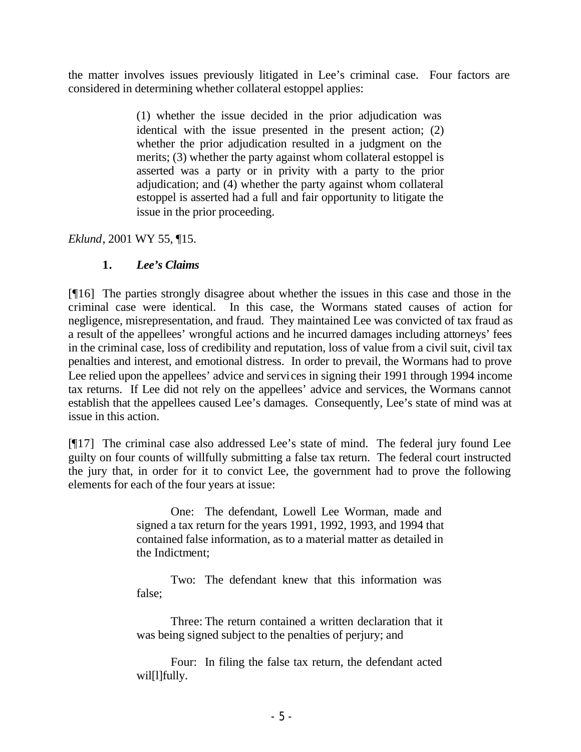the matter involves issues previously litigated in Lee's criminal case. Four factors are considered in determining whether collateral estoppel applies:

> (1) whether the issue decided in the prior adjudication was identical with the issue presented in the present action; (2) whether the prior adjudication resulted in a judgment on the merits; (3) whether the party against whom collateral estoppel is asserted was a party or in privity with a party to the prior adjudication; and (4) whether the party against whom collateral estoppel is asserted had a full and fair opportunity to litigate the issue in the prior proceeding.

*Eklund*, 2001 WY 55, ¶15.

### 1. *Lee's Claims*

[¶16] The parties strongly disagree about whether the issues in this case and those in the criminal case were identical. In this case, the Wormans stated causes of action for negligence, misrepresentation, and fraud. They maintained Lee was convicted of tax fraud as a result of the appellees' wrongful actions and he incurred damages including attorneys' fees in the criminal case, loss of credibility and reputation, loss of value from a civil suit, civil tax penalties and interest, and emotional distress. In order to prevail, the Wormans had to prove Lee relied upon the appellees' advice and services in signing their 1991 through 1994 income tax returns. If Lee did not rely on the appellees' advice and services, the Wormans cannot establish that the appellees caused Lee's damages. Consequently, Lee's state of mind was at issue in this action.

[¶17] The criminal case also addressed Lee's state of mind. The federal jury found Lee guilty on four counts of willfully submitting a false tax return. The federal court instructed the jury that, in order for it to convict Lee, the government had to prove the following elements for each of the four years at issue:

> One: The defendant, Lowell Lee Worman, made and signed a tax return for the years 1991, 1992, 1993, and 1994 that contained false information, as to a material matter as detailed in the Indictment;
>
> Two: The defendant knew that this information was false;
>
> Three: The return contained a written declaration that it was being signed subject to the penalties of perjury; and
>
> Four: In filing the false tax return, the defendant acted wil[l]fully.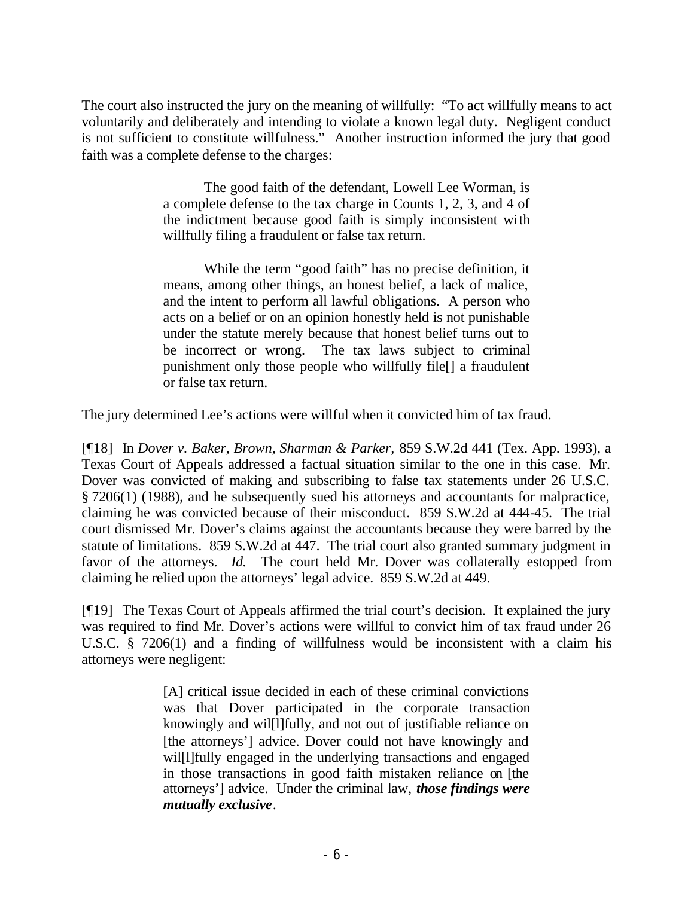The court also instructed the jury on the meaning of willfully: "To act willfully means to act voluntarily and deliberately and intending to violate a known legal duty. Negligent conduct is not sufficient to constitute willfulness." Another instruction informed the jury that good faith was a complete defense to the charges:

> The good faith of the defendant, Lowell Lee Worman, is a complete defense to the tax charge in Counts 1, 2, 3, and 4 of the indictment because good faith is simply inconsistent with willfully filing a fraudulent or false tax return.
>
> While the term "good faith" has no precise definition, it means, among other things, an honest belief, a lack of malice, and the intent to perform all lawful obligations. A person who acts on a belief or on an opinion honestly held is not punishable under the statute merely because that honest belief turns out to be incorrect or wrong. The tax laws subject to criminal punishment only those people who willfully file[] a fraudulent or false tax return.

The jury determined Lee's actions were willful when it convicted him of tax fraud.

[¶18] In *Dover v. Baker, Brown, Sharman & Parker*, 859 S.W.2d 441 (Tex. App. 1993), a Texas Court of Appeals addressed a factual situation similar to the one in this case. Mr. Dover was convicted of making and subscribing to false tax statements under 26 U.S.C. § 7206(1) (1988), and he subsequently sued his attorneys and accountants for malpractice, claiming he was convicted because of their misconduct. 859 S.W.2d at 444-45. The trial court dismissed Mr. Dover's claims against the accountants because they were barred by the statute of limitations. 859 S.W.2d at 447. The trial court also granted summary judgment in favor of the attorneys. *Id.* The court held Mr. Dover was collaterally estopped from claiming he relied upon the attorneys' legal advice. 859 S.W.2d at 449.

[¶19] The Texas Court of Appeals affirmed the trial court's decision. It explained the jury was required to find Mr. Dover's actions were willful to convict him of tax fraud under 26 U.S.C. § 7206(1) and a finding of willfulness would be inconsistent with a claim his attorneys were negligent:

> [A] critical issue decided in each of these criminal convictions was that Dover participated in the corporate transaction knowingly and wil[l]fully, and not out of justifiable reliance on [the attorneys'] advice. Dover could not have knowingly and wil[l]fully engaged in the underlying transactions and engaged in those transactions in good faith mistaken reliance on [the attorneys'] advice. Under the criminal law, ***those findings were mutually exclusive***.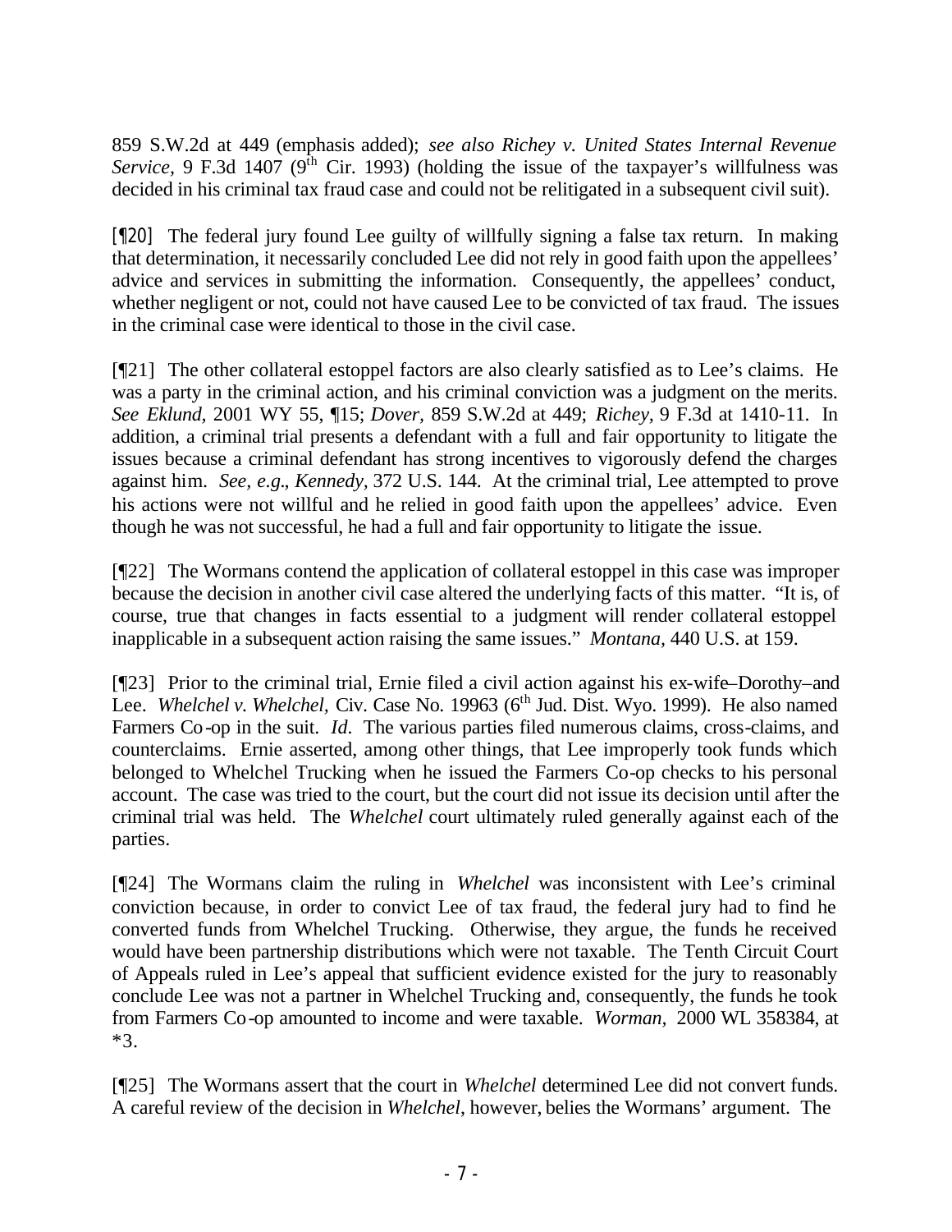859 S.W.2d at 449 (emphasis added); *see also Richey v. United States Internal Revenue Service*, 9 F.3d 1407 (9th Cir. 1993) (holding the issue of the taxpayer's willfulness was decided in his criminal tax fraud case and could not be relitigated in a subsequent civil suit).

[¶20] The federal jury found Lee guilty of willfully signing a false tax return. In making that determination, it necessarily concluded Lee did not rely in good faith upon the appellees' advice and services in submitting the information. Consequently, the appellees' conduct, whether negligent or not, could not have caused Lee to be convicted of tax fraud. The issues in the criminal case were identical to those in the civil case.

[¶21] The other collateral estoppel factors are also clearly satisfied as to Lee's claims. He was a party in the criminal action, and his criminal conviction was a judgment on the merits. *See Eklund*, 2001 WY 55, ¶15; *Dover*, 859 S.W.2d at 449; *Richey*, 9 F.3d at 1410-11. In addition, a criminal trial presents a defendant with a full and fair opportunity to litigate the issues because a criminal defendant has strong incentives to vigorously defend the charges against him. *See, e.g., Kennedy*, 372 U.S. 144. At the criminal trial, Lee attempted to prove his actions were not willful and he relied in good faith upon the appellees' advice. Even though he was not successful, he had a full and fair opportunity to litigate the issue.

[¶22] The Wormans contend the application of collateral estoppel in this case was improper because the decision in another civil case altered the underlying facts of this matter. "It is, of course, true that changes in facts essential to a judgment will render collateral estoppel inapplicable in a subsequent action raising the same issues." *Montana*, 440 U.S. at 159.

[¶23] Prior to the criminal trial, Ernie filed a civil action against his ex-wife–Dorothy–and Lee. *Whelchel v. Whelchel*, Civ. Case No. 19963 (6th Jud. Dist. Wyo. 1999). He also named Farmers Co-op in the suit. *Id*. The various parties filed numerous claims, cross-claims, and counterclaims. Ernie asserted, among other things, that Lee improperly took funds which belonged to Whelchel Trucking when he issued the Farmers Co-op checks to his personal account. The case was tried to the court, but the court did not issue its decision until after the criminal trial was held. The *Whelchel* court ultimately ruled generally against each of the parties.

[¶24] The Wormans claim the ruling in *Whelchel* was inconsistent with Lee's criminal conviction because, in order to convict Lee of tax fraud, the federal jury had to find he converted funds from Whelchel Trucking. Otherwise, they argue, the funds he received would have been partnership distributions which were not taxable. The Tenth Circuit Court of Appeals ruled in Lee's appeal that sufficient evidence existed for the jury to reasonably conclude Lee was not a partner in Whelchel Trucking and, consequently, the funds he took from Farmers Co-op amounted to income and were taxable. *Worman*, 2000 WL 358384, at *3.

[¶25] The Wormans assert that the court in *Whelchel* determined Lee did not convert funds. A careful review of the decision in *Whelchel*, however, belies the Wormans' argument. The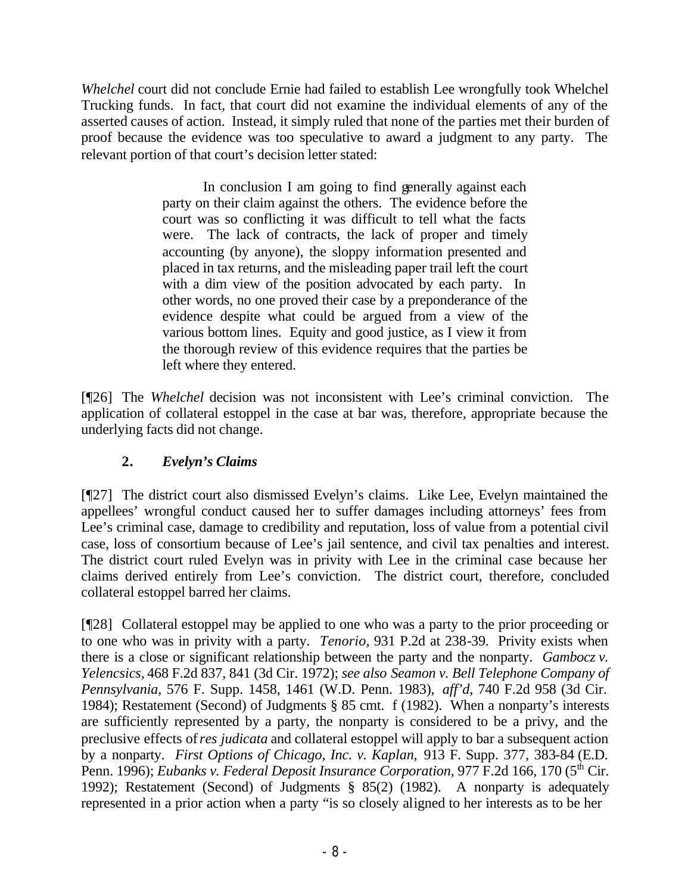*Whelchel* court did not conclude Ernie had failed to establish Lee wrongfully took Whelchel Trucking funds. In fact, that court did not examine the individual elements of any of the asserted causes of action. Instead, it simply ruled that none of the parties met their burden of proof because the evidence was too speculative to award a judgment to any party. The relevant portion of that court's decision letter stated:

> In conclusion I am going to find generally against each party on their claim against the others. The evidence before the court was so conflicting it was difficult to tell what the facts were. The lack of contracts, the lack of proper and timely accounting (by anyone), the sloppy information presented and placed in tax returns, and the misleading paper trail left the court with a dim view of the position advocated by each party. In other words, no one proved their case by a preponderance of the evidence despite what could be argued from a view of the various bottom lines. Equity and good justice, as I view it from the thorough review of this evidence requires that the parties be left where they entered.

[¶26] The *Whelchel* decision was not inconsistent with Lee's criminal conviction. The application of collateral estoppel in the case at bar was, therefore, appropriate because the underlying facts did not change.

### 2. *Evelyn's Claims*

[¶27] The district court also dismissed Evelyn's claims. Like Lee, Evelyn maintained the appellees' wrongful conduct caused her to suffer damages including attorneys' fees from Lee's criminal case, damage to credibility and reputation, loss of value from a potential civil case, loss of consortium because of Lee's jail sentence, and civil tax penalties and interest. The district court ruled Evelyn was in privity with Lee in the criminal case because her claims derived entirely from Lee's conviction. The district court, therefore, concluded collateral estoppel barred her claims.

[¶28] Collateral estoppel may be applied to one who was a party to the prior proceeding or to one who was in privity with a party. *Tenorio,* 931 P.2d at 238-39. Privity exists when there is a close or significant relationship between the party and the nonparty. *Gambocz v. Yelencsics*, 468 F.2d 837, 841 (3d Cir. 1972); *see also Seamon v. Bell Telephone Company of Pennsylvania*, 576 F. Supp. 1458, 1461 (W.D. Penn. 1983), *aff'd*, 740 F.2d 958 (3d Cir. 1984); Restatement (Second) of Judgments § 85 cmt. f (1982). When a nonparty's interests are sufficiently represented by a party, the nonparty is considered to be a privy, and the preclusive effects of *res judicata* and collateral estoppel will apply to bar a subsequent action by a nonparty. *First Options of Chicago, Inc. v. Kaplan,* 913 F. Supp. 377, 383-84 (E.D. Penn. 1996); *Eubanks v. Federal Deposit Insurance Corporation,* 977 F.2d 166, 170 (5th Cir. 1992); Restatement (Second) of Judgments § 85(2) (1982). A nonparty is adequately represented in a prior action when a party "is so closely aligned to her interests as to be her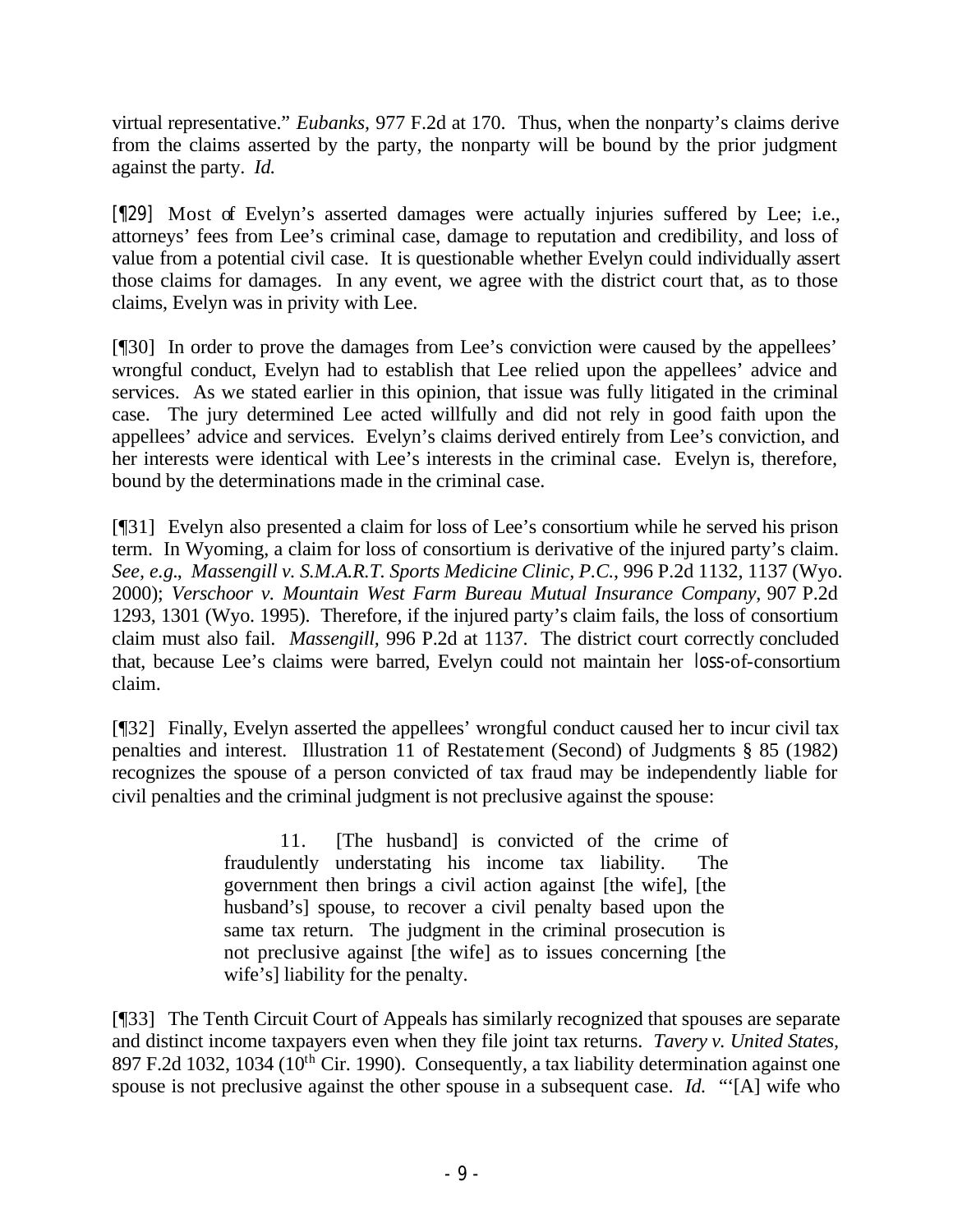virtual representative." *Eubanks*, 977 F.2d at 170. Thus, when the nonparty's claims derive from the claims asserted by the party, the nonparty will be bound by the prior judgment against the party. *Id.*

[¶29] Most of Evelyn's asserted damages were actually injuries suffered by Lee; i.e., attorneys' fees from Lee's criminal case, damage to reputation and credibility, and loss of value from a potential civil case. It is questionable whether Evelyn could individually assert those claims for damages. In any event, we agree with the district court that, as to those claims, Evelyn was in privity with Lee.

[¶30] In order to prove the damages from Lee's conviction were caused by the appellees' wrongful conduct, Evelyn had to establish that Lee relied upon the appellees' advice and services. As we stated earlier in this opinion, that issue was fully litigated in the criminal case. The jury determined Lee acted willfully and did not rely in good faith upon the appellees' advice and services. Evelyn's claims derived entirely from Lee's conviction, and her interests were identical with Lee's interests in the criminal case. Evelyn is, therefore, bound by the determinations made in the criminal case.

[¶31] Evelyn also presented a claim for loss of Lee's consortium while he served his prison term. In Wyoming, a claim for loss of consortium is derivative of the injured party's claim. *See, e.g.*, *Massengill v. S.M.A.R.T. Sports Medicine Clinic, P.C.*, 996 P.2d 1132, 1137 (Wyo. 2000); *Verschoor v. Mountain West Farm Bureau Mutual Insurance Company*, 907 P.2d 1293, 1301 (Wyo. 1995). Therefore, if the injured party's claim fails, the loss of consortium claim must also fail. *Massengill*, 996 P.2d at 1137. The district court correctly concluded that, because Lee's claims were barred, Evelyn could not maintain her loss-of-consortium claim.

[¶32] Finally, Evelyn asserted the appellees' wrongful conduct caused her to incur civil tax penalties and interest. Illustration 11 of Restatement (Second) of Judgments § 85 (1982) recognizes the spouse of a person convicted of tax fraud may be independently liable for civil penalties and the criminal judgment is not preclusive against the spouse:

> 11. [The husband] is convicted of the crime of fraudulently understating his income tax liability. The government then brings a civil action against [the wife], [the husband's] spouse, to recover a civil penalty based upon the same tax return. The judgment in the criminal prosecution is not preclusive against [the wife] as to issues concerning [the wife's] liability for the penalty.

[¶33] The Tenth Circuit Court of Appeals has similarly recognized that spouses are separate and distinct income taxpayers even when they file joint tax returns. *Tavery v. United States*, 897 F.2d 1032, 1034 (10th Cir. 1990). Consequently, a tax liability determination against one spouse is not preclusive against the other spouse in a subsequent case. *Id.* "'[A] wife who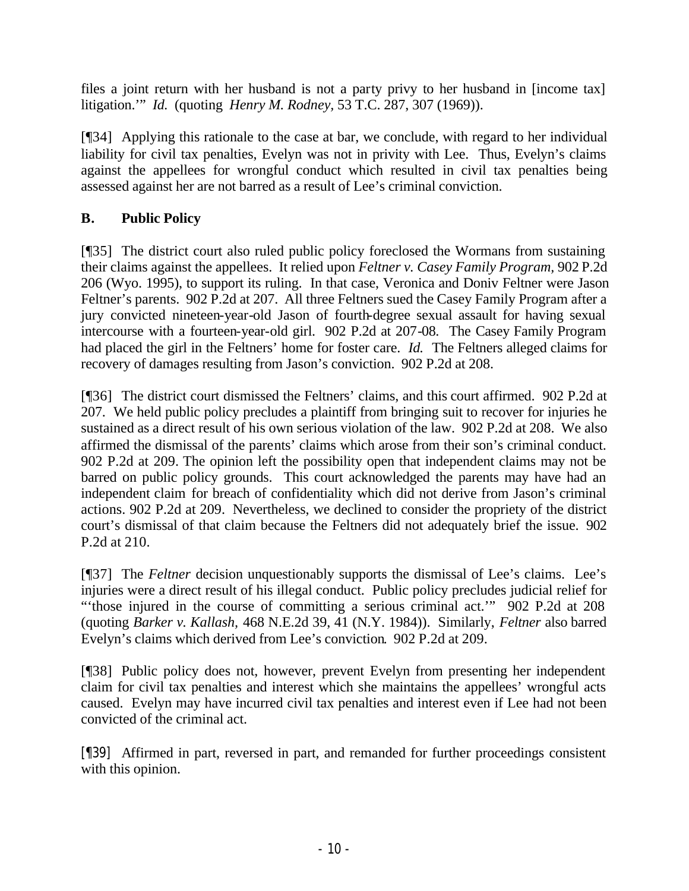files a joint return with her husband is not a party privy to her husband in [income tax] litigation.'" *Id.* (quoting *Henry M. Rodney,* 53 T.C. 287, 307 (1969)).

[¶34] Applying this rationale to the case at bar, we conclude, with regard to her individual liability for civil tax penalties, Evelyn was not in privity with Lee. Thus, Evelyn's claims against the appellees for wrongful conduct which resulted in civil tax penalties being assessed against her are not barred as a result of Lee's criminal conviction.

## B. Public Policy

[¶35] The district court also ruled public policy foreclosed the Wormans from sustaining their claims against the appellees. It relied upon *Feltner v. Casey Family Program,* 902 P.2d 206 (Wyo. 1995), to support its ruling. In that case, Veronica and Doniv Feltner were Jason Feltner's parents. 902 P.2d at 207. All three Feltners sued the Casey Family Program after a jury convicted nineteen-year-old Jason of fourth-degree sexual assault for having sexual intercourse with a fourteen-year-old girl. 902 P.2d at 207-08. The Casey Family Program had placed the girl in the Feltners' home for foster care. *Id.* The Feltners alleged claims for recovery of damages resulting from Jason's conviction. 902 P.2d at 208.

[¶36] The district court dismissed the Feltners' claims, and this court affirmed. 902 P.2d at 207. We held public policy precludes a plaintiff from bringing suit to recover for injuries he sustained as a direct result of his own serious violation of the law. 902 P.2d at 208. We also affirmed the dismissal of the parents' claims which arose from their son's criminal conduct. 902 P.2d at 209. The opinion left the possibility open that independent claims may not be barred on public policy grounds. This court acknowledged the parents may have had an independent claim for breach of confidentiality which did not derive from Jason's criminal actions. 902 P.2d at 209. Nevertheless, we declined to consider the propriety of the district court's dismissal of that claim because the Feltners did not adequately brief the issue. 902 P.2d at 210.

[¶37] The *Feltner* decision unquestionably supports the dismissal of Lee's claims. Lee's injuries were a direct result of his illegal conduct. Public policy precludes judicial relief for "'those injured in the course of committing a serious criminal act.'" 902 P.2d at 208 (quoting *Barker v. Kallash,* 468 N.E.2d 39, 41 (N.Y. 1984)). Similarly, *Feltner* also barred Evelyn's claims which derived from Lee's conviction. 902 P.2d at 209.

[¶38] Public policy does not, however, prevent Evelyn from presenting her independent claim for civil tax penalties and interest which she maintains the appellees' wrongful acts caused. Evelyn may have incurred civil tax penalties and interest even if Lee had not been convicted of the criminal act.

[¶39] Affirmed in part, reversed in part, and remanded for further proceedings consistent with this opinion.